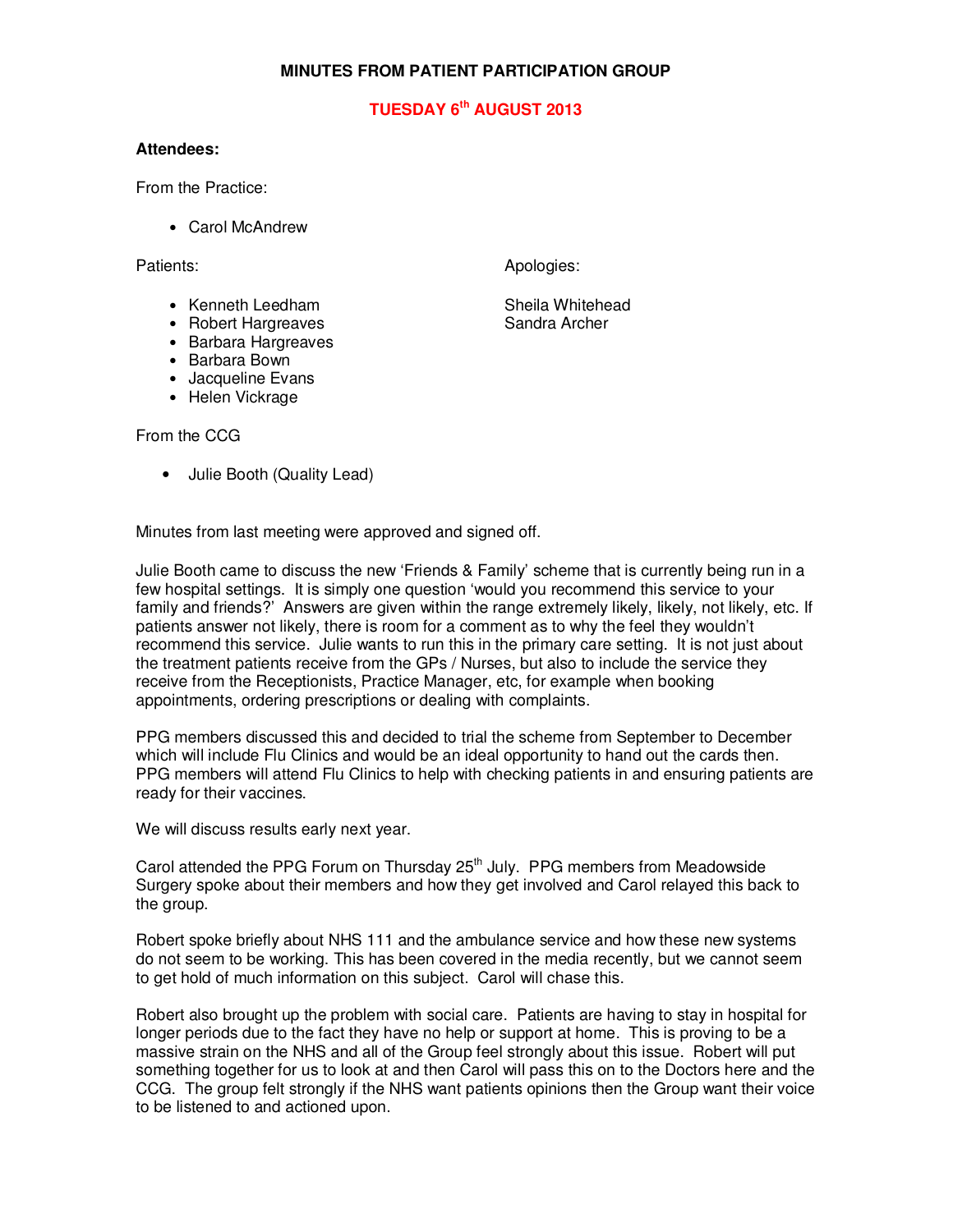# MINUTES FROM PATIENT PARTICIPATION GROUP

## TUESDAY 6th AUGUST 2013

**Attendees:**

From the Practice:

- Carol McAndrew

Patients:

- Kenneth Leedham
- Robert Hargreaves
- Barbara Hargreaves
- Barbara Bown
- Jacqueline Evans
- Helen Vickrage

Apologies:

Sheila Whitehead
Sandra Archer

From the CCG

- Julie Booth (Quality Lead)

Minutes from last meeting were approved and signed off.

Julie Booth came to discuss the new 'Friends & Family' scheme that is currently being run in a few hospital settings. It is simply one question 'would you recommend this service to your family and friends?' Answers are given within the range extremely likely, likely, not likely, etc. If patients answer not likely, there is room for a comment as to why the feel they wouldn't recommend this service. Julie wants to run this in the primary care setting. It is not just about the treatment patients receive from the GPs / Nurses, but also to include the service they receive from the Receptionists, Practice Manager, etc, for example when booking appointments, ordering prescriptions or dealing with complaints.

PPG members discussed this and decided to trial the scheme from September to December which will include Flu Clinics and would be an ideal opportunity to hand out the cards then. PPG members will attend Flu Clinics to help with checking patients in and ensuring patients are ready for their vaccines.

We will discuss results early next year.

Carol attended the PPG Forum on Thursday 25th July. PPG members from Meadowside Surgery spoke about their members and how they get involved and Carol relayed this back to the group.

Robert spoke briefly about NHS 111 and the ambulance service and how these new systems do not seem to be working. This has been covered in the media recently, but we cannot seem to get hold of much information on this subject. Carol will chase this.

Robert also brought up the problem with social care. Patients are having to stay in hospital for longer periods due to the fact they have no help or support at home. This is proving to be a massive strain on the NHS and all of the Group feel strongly about this issue. Robert will put something together for us to look at and then Carol will pass this on to the Doctors here and the CCG. The group felt strongly if the NHS want patients opinions then the Group want their voice to be listened to and actioned upon.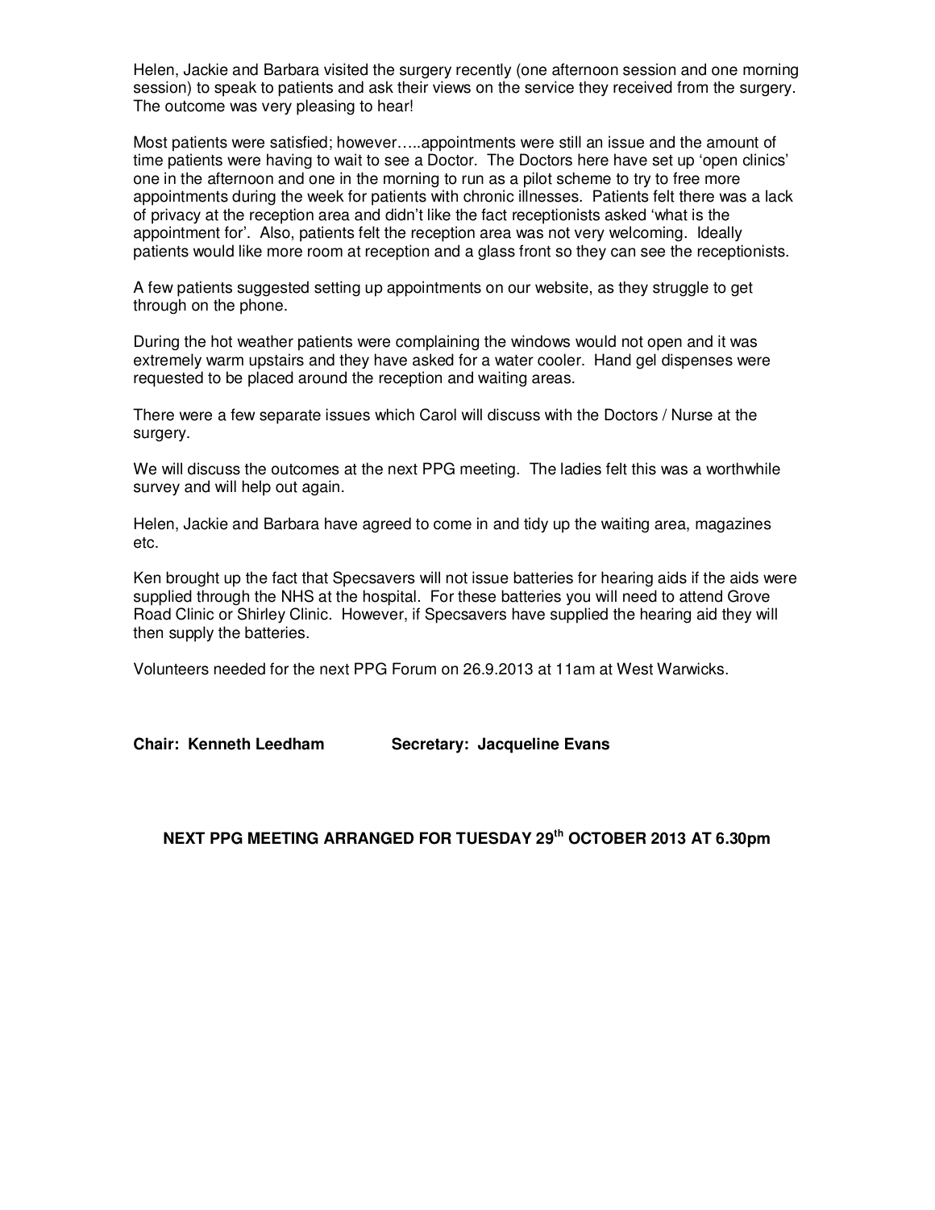Helen, Jackie and Barbara visited the surgery recently (one afternoon session and one morning session) to speak to patients and ask their views on the service they received from the surgery. The outcome was very pleasing to hear!

Most patients were satisfied; however…..appointments were still an issue and the amount of time patients were having to wait to see a Doctor. The Doctors here have set up 'open clinics' one in the afternoon and one in the morning to run as a pilot scheme to try to free more appointments during the week for patients with chronic illnesses. Patients felt there was a lack of privacy at the reception area and didn't like the fact receptionists asked 'what is the appointment for'. Also, patients felt the reception area was not very welcoming. Ideally patients would like more room at reception and a glass front so they can see the receptionists.

A few patients suggested setting up appointments on our website, as they struggle to get through on the phone.

During the hot weather patients were complaining the windows would not open and it was extremely warm upstairs and they have asked for a water cooler. Hand gel dispenses were requested to be placed around the reception and waiting areas.

There were a few separate issues which Carol will discuss with the Doctors / Nurse at the surgery.

We will discuss the outcomes at the next PPG meeting. The ladies felt this was a worthwhile survey and will help out again.

Helen, Jackie and Barbara have agreed to come in and tidy up the waiting area, magazines etc.

Ken brought up the fact that Specsavers will not issue batteries for hearing aids if the aids were supplied through the NHS at the hospital. For these batteries you will need to attend Grove Road Clinic or Shirley Clinic. However, if Specsavers have supplied the hearing aid they will then supply the batteries.

Volunteers needed for the next PPG Forum on 26.9.2013 at 11am at West Warwicks.

**Chair: Kenneth Leedham** **Secretary: Jacqueline Evans**

**NEXT PPG MEETING ARRANGED FOR TUESDAY 29th OCTOBER 2013 AT 6.30pm**